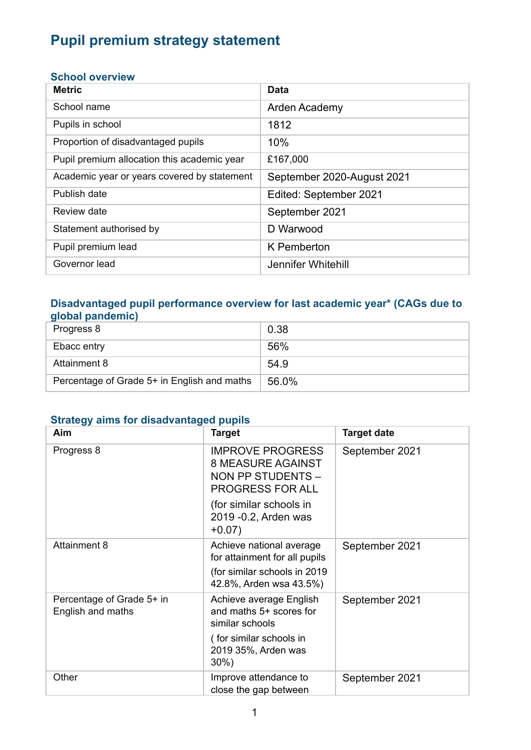# Pupil premium strategy statement

## School overview

| Metric | Data |
|---|---|
| School name | Arden Academy |
| Pupils in school | 1812 |
| Proportion of disadvantaged pupils | 10% |
| Pupil premium allocation this academic year | £167,000 |
| Academic year or years covered by statement | September 2020-August 2021 |
| Publish date | Edited: September 2021 |
| Review date | September 2021 |
| Statement authorised by | D Warwood |
| Pupil premium lead | K Pemberton |
| Governor lead | Jennifer Whitehill |

## Disadvantaged pupil performance overview for last academic year* (CAGs due to global pandemic)

| | |
|---|---|
| Progress 8 | 0.38 |
| Ebacc entry | 56% |
| Attainment 8 | 54.9 |
| Percentage of Grade 5+ in English and maths | 56.0% |

## Strategy aims for disadvantaged pupils

| Aim | Target | Target date |
|---|---|---|
| Progress 8 | IMPROVE PROGRESS 8 MEASURE AGAINST NON PP STUDENTS – PROGRESS FOR ALL<br>(for similar schools in 2019 -0.2, Arden was +0.07) | September 2021 |
| Attainment 8 | Achieve national average for attainment for all pupils<br>(for similar schools in 2019 42.8%, Arden wsa 43.5%) | September 2021 |
| Percentage of Grade 5+ in English and maths | Achieve average English and maths 5+ scores for similar schools<br>( for similar schools in 2019 35%, Arden was 30%) | September 2021 |
| Other | Improve attendance to close the gap between | September 2021 |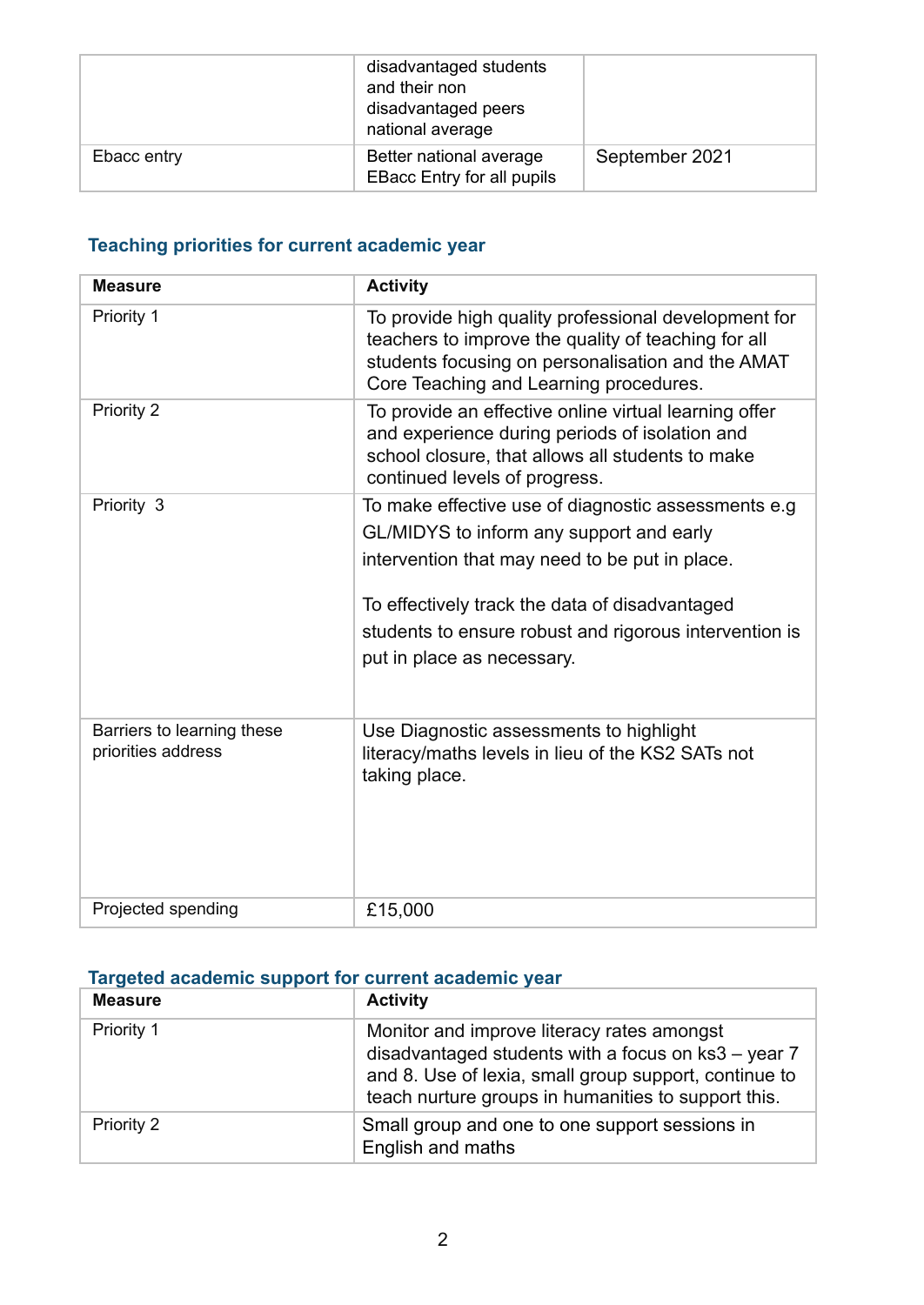|  | disadvantaged students and their non disadvantaged peers national average |  |
| --- | --- | --- |
| Ebacc entry | Better national average EBacc Entry for all pupils | September 2021 |

### Teaching priorities for current academic year

| Measure | Activity |
| --- | --- |
| Priority 1 | To provide high quality professional development for teachers to improve the quality of teaching for all students focusing on personalisation and the AMAT Core Teaching and Learning procedures. |
| Priority 2 | To provide an effective online virtual learning offer and experience during periods of isolation and school closure, that allows all students to make continued levels of progress. |
| Priority 3 | To make effective use of diagnostic assessments e.g GL/MIDYS to inform any support and early intervention that may need to be put in place.<br><br>To effectively track the data of disadvantaged students to ensure robust and rigorous intervention is put in place as necessary. |
| Barriers to learning these priorities address | Use Diagnostic assessments to highlight literacy/maths levels in lieu of the KS2 SATs not taking place. |
| Projected spending | £15,000 |

### Targeted academic support for current academic year

| Measure | Activity |
| --- | --- |
| Priority 1 | Monitor and improve literacy rates amongst disadvantaged students with a focus on ks3 – year 7 and 8. Use of lexia, small group support, continue to teach nurture groups in humanities to support this. |
| Priority 2 | Small group and one to one support sessions in English and maths |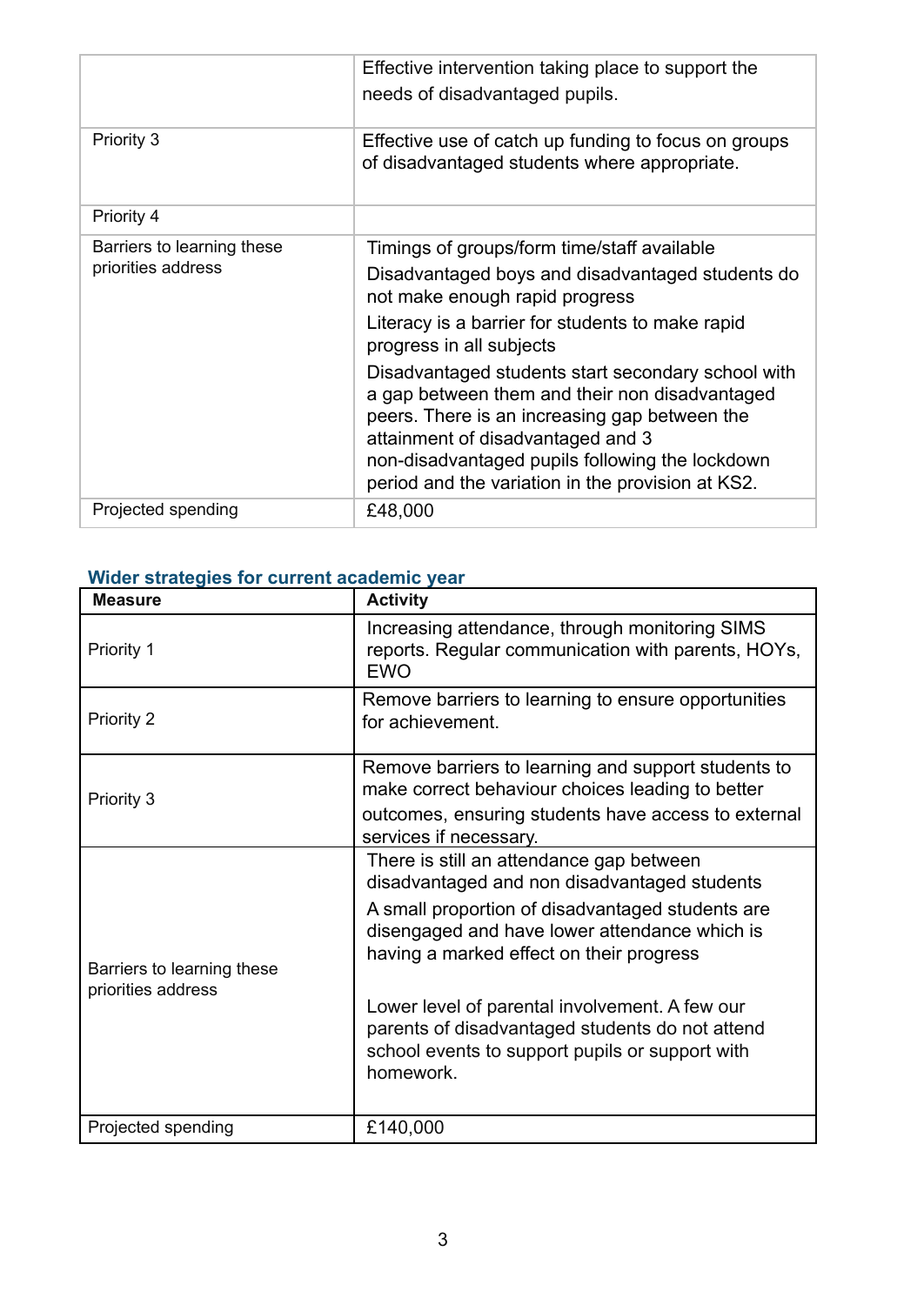| | |
|---|---|
| | Effective intervention taking place to support the needs of disadvantaged pupils. |
| Priority 3 | Effective use of catch up funding to focus on groups of disadvantaged students where appropriate. |
| Priority 4 | |
| Barriers to learning these priorities address | Timings of groups/form time/staff available<br>Disadvantaged boys and disadvantaged students do not make enough rapid progress<br>Literacy is a barrier for students to make rapid progress in all subjects<br>Disadvantaged students start secondary school with a gap between them and their non disadvantaged peers. There is an increasing gap between the attainment of disadvantaged and 3 non-disadvantaged pupils following the lockdown period and the variation in the provision at KS2. |
| Projected spending | £48,000 |

## Wider strategies for current academic year

| Measure | Activity |
|---|---|
| Priority 1 | Increasing attendance, through monitoring SIMS reports. Regular communication with parents, HOYs, EWO |
| Priority 2 | Remove barriers to learning to ensure opportunities for achievement. |
| Priority 3 | Remove barriers to learning and support students to make correct behaviour choices leading to better outcomes, ensuring students have access to external services if necessary. |
| Barriers to learning these priorities address | There is still an attendance gap between disadvantaged and non disadvantaged students<br>A small proportion of disadvantaged students are disengaged and have lower attendance which is having a marked effect on their progress<br><br>Lower level of parental involvement. A few our parents of disadvantaged students do not attend school events to support pupils or support with homework. |
| Projected spending | £140,000 |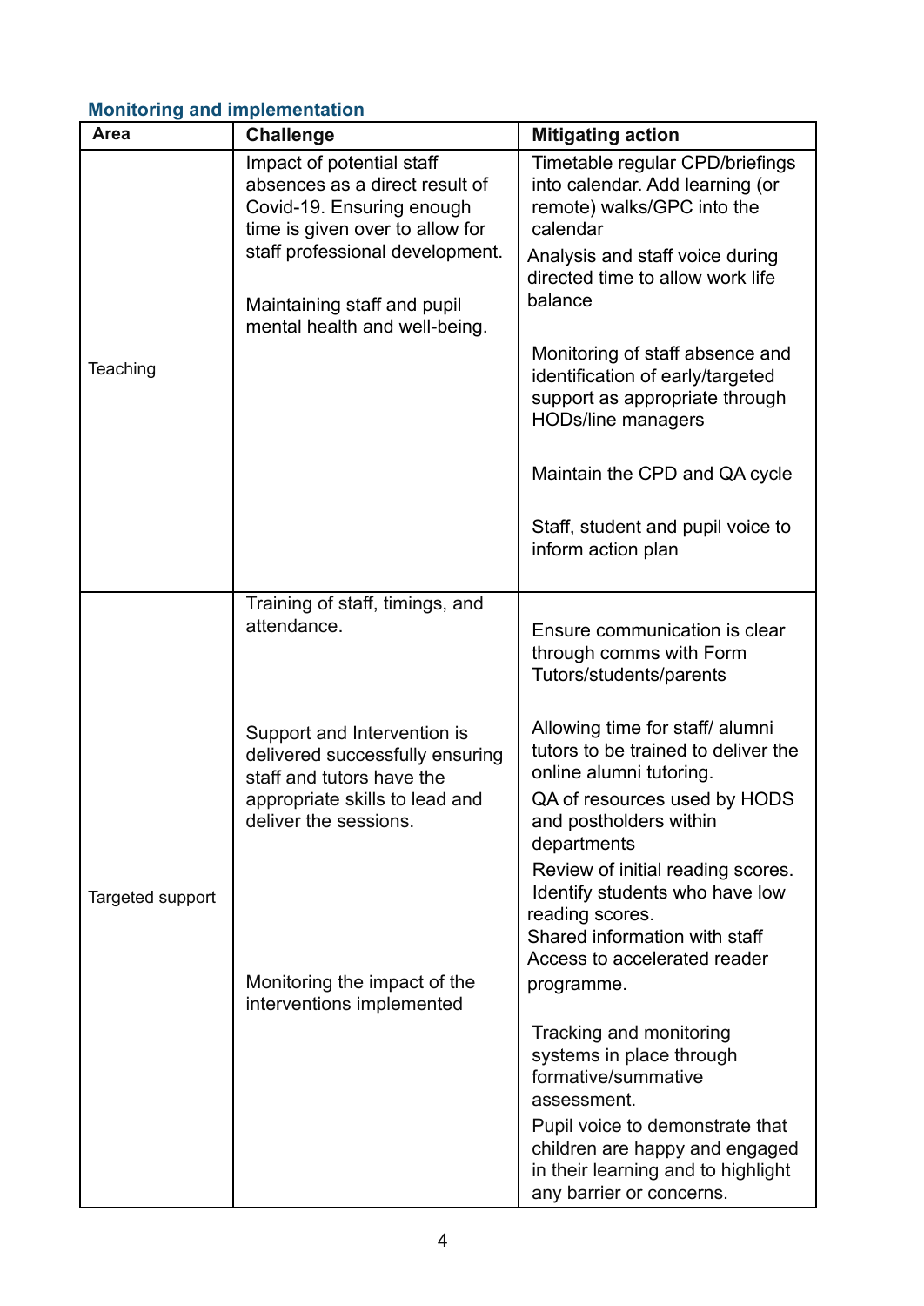### Monitoring and implementation

| Area | Challenge | Mitigating action |
|---|---|---|
| Teaching | Impact of potential staff absences as a direct result of Covid-19. Ensuring enough time is given over to allow for staff professional development.<br><br>Maintaining staff and pupil mental health and well-being. | Timetable regular CPD/briefings into calendar. Add learning (or remote) walks/GPC into the calendar<br><br>Analysis and staff voice during directed time to allow work life balance<br><br>Monitoring of staff absence and identification of early/targeted support as appropriate through HODs/line managers<br><br>Maintain the CPD and QA cycle<br><br>Staff, student and pupil voice to inform action plan |
| Targeted support | Training of staff, timings, and attendance.<br><br>Support and Intervention is delivered successfully ensuring staff and tutors have the appropriate skills to lead and deliver the sessions.<br><br>Monitoring the impact of the interventions implemented | Ensure communication is clear through comms with Form Tutors/students/parents<br><br>Allowing time for staff/ alumni tutors to be trained to deliver the online alumni tutoring.<br><br>QA of resources used by HODS and postholders within departments<br><br>Review of initial reading scores. Identify students who have low reading scores. Shared information with staff Access to accelerated reader programme.<br><br>Tracking and monitoring systems in place through formative/summative assessment.<br><br>Pupil voice to demonstrate that children are happy and engaged in their learning and to highlight any barrier or concerns. |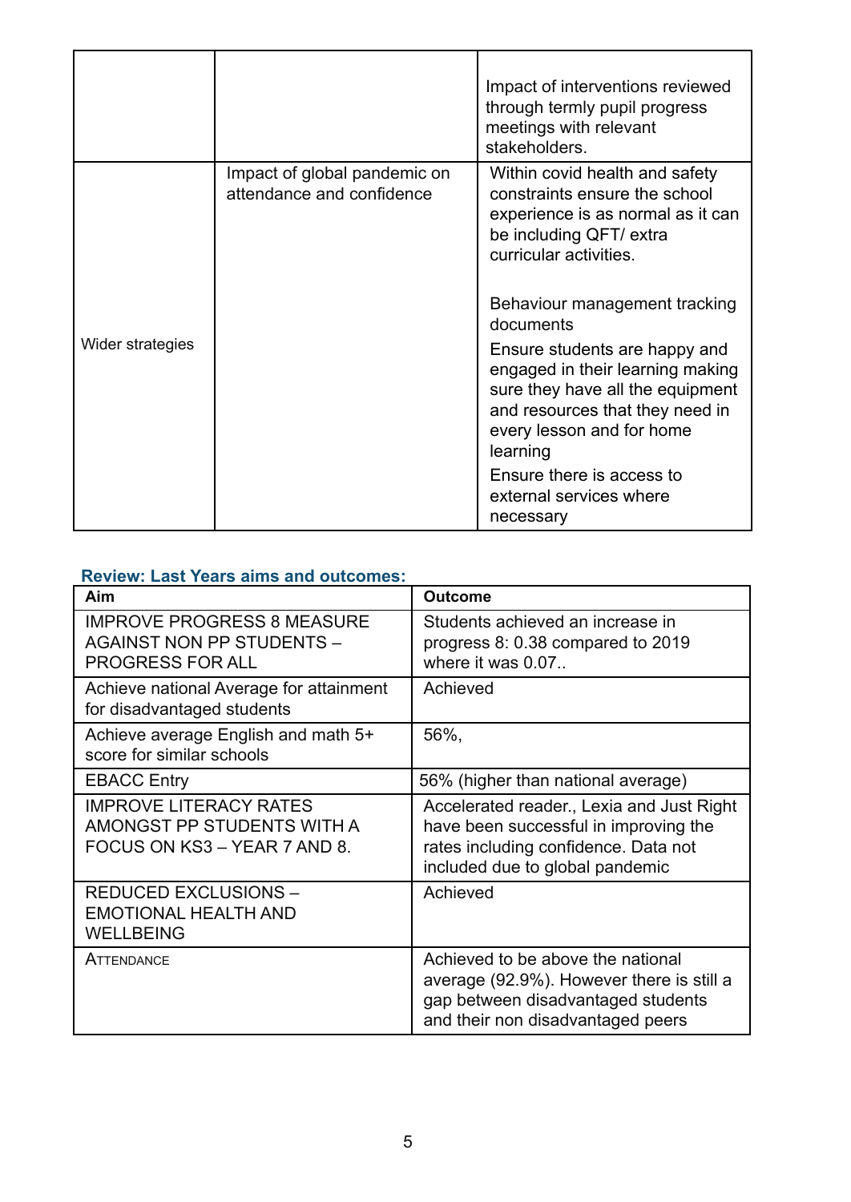| | | |
|---|---|---|
| | | Impact of interventions reviewed through termly pupil progress meetings with relevant stakeholders. |
| Wider strategies | Impact of global pandemic on attendance and confidence | Within covid health and safety constraints ensure the school experience is as normal as it can be including QFT/ extra curricular activities.<br><br>Behaviour management tracking documents<br>Ensure students are happy and engaged in their learning making sure they have all the equipment and resources that they need in every lesson and for home learning<br>Ensure there is access to external services where necessary |

### Review: Last Years aims and outcomes:

| Aim | Outcome |
|---|---|
| IMPROVE PROGRESS 8 MEASURE AGAINST NON PP STUDENTS – PROGRESS FOR ALL | Students achieved an increase in progress 8: 0.38 compared to 2019 where it was 0.07.. |
| Achieve national Average for attainment for disadvantaged students | Achieved |
| Achieve average English and math 5+ score for similar schools | 56%, |
| EBACC Entry | 56% (higher than national average) |
| IMPROVE LITERACY RATES AMONGST PP STUDENTS WITH A FOCUS ON KS3 – YEAR 7 AND 8. | Accelerated reader., Lexia and Just Right have been successful in improving the rates including confidence. Data not included due to global pandemic |
| REDUCED EXCLUSIONS – EMOTIONAL HEALTH AND WELLBEING | Achieved |
| ATTENDANCE | Achieved to be above the national average (92.9%). However there is still a gap between disadvantaged students and their non disadvantaged peers |